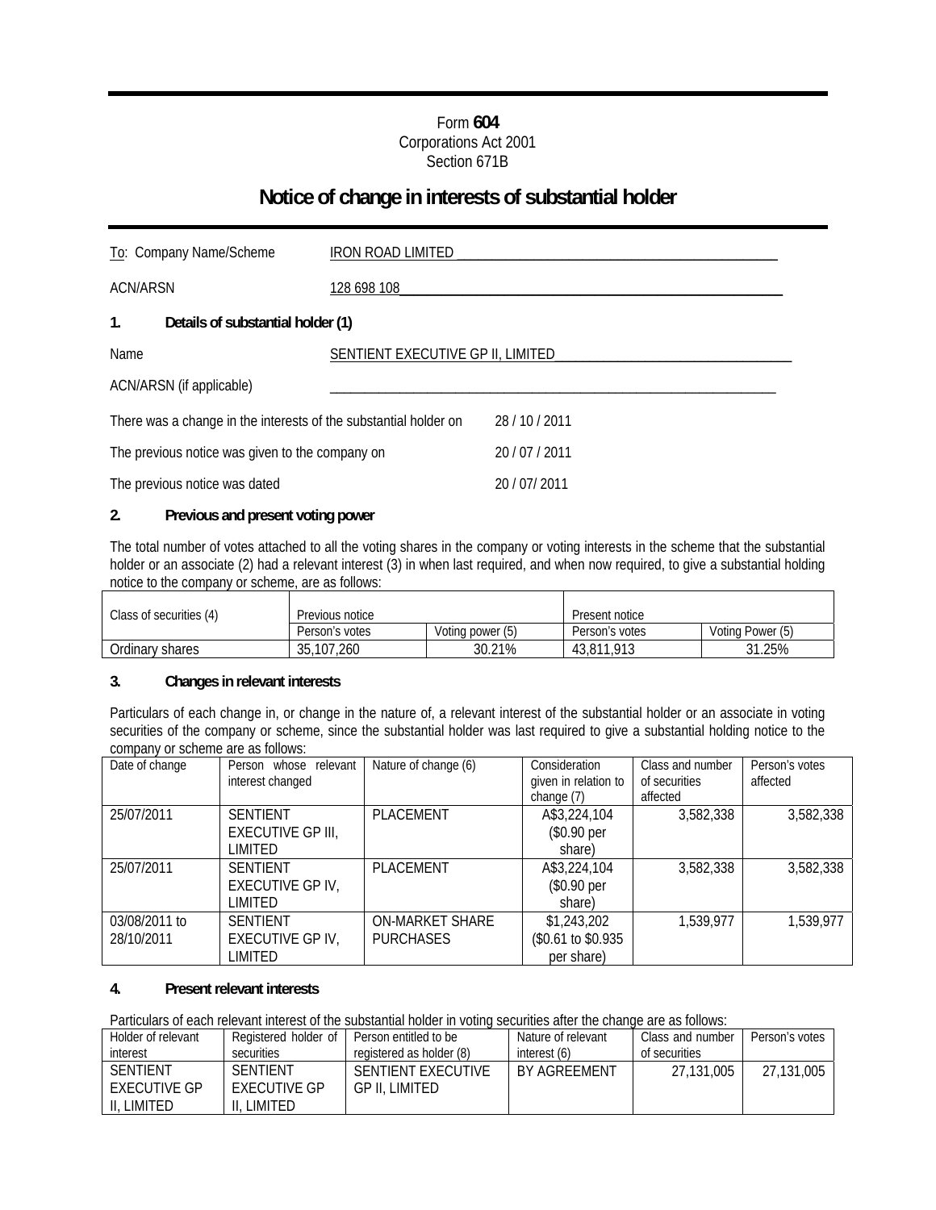Form **604**
Corporations Act 2001
Section 671B

# Notice of change in interests of substantial holder

To: Company Name/Scheme IRON ROAD LIMITED

ACN/ARSN 128 698 108

## 1. Details of substantial holder (1)

Name SENTIENT EXECUTIVE GP II, LIMITED

ACN/ARSN (if applicable) ____________________

There was a change in the interests of the substantial holder on 28 / 10 / 2011

The previous notice was given to the company on 20 / 07 / 2011

The previous notice was dated 20 / 07/ 2011

## 2. Previous and present voting power

The total number of votes attached to all the voting shares in the company or voting interests in the scheme that the substantial holder or an associate (2) had a relevant interest (3) in when last required, and when now required, to give a substantial holding notice to the company or scheme, are as follows:

| Class of securities (4) | Previous notice | | Present notice | |
|---|---|---|---|---|
| | Person's votes | Voting power (5) | Person's votes | Voting Power (5) |
| Ordinary shares | 35,107,260 | 30.21% | 43,811,913 | 31.25% |

## 3. Changes in relevant interests

Particulars of each change in, or change in the nature of, a relevant interest of the substantial holder or an associate in voting securities of the company or scheme, since the substantial holder was last required to give a substantial holding notice to the company or scheme are as follows:

| Date of change | Person whose relevant interest changed | Nature of change (6) | Consideration given in relation to change (7) | Class and number of securities affected | Person's votes affected |
|---|---|---|---|---|---|
| 25/07/2011 | SENTIENT EXECUTIVE GP III, LIMITED | PLACEMENT | A$3,224,104 ($0.90 per share) | 3,582,338 | 3,582,338 |
| 25/07/2011 | SENTIENT EXECUTIVE GP IV, LIMITED | PLACEMENT | A$3,224,104 ($0.90 per share) | 3,582,338 | 3,582,338 |
| 03/08/2011 to 28/10/2011 | SENTIENT EXECUTIVE GP IV, LIMITED | ON-MARKET SHARE PURCHASES | $1,243,202 ($0.61 to $0.935 per share) | 1,539,977 | 1,539,977 |

## 4. Present relevant interests

Particulars of each relevant interest of the substantial holder in voting securities after the change are as follows:

| Holder of relevant interest | Registered holder of securities | Person entitled to be registered as holder (8) | Nature of relevant interest (6) | Class and number of securities | Person's votes |
|---|---|---|---|---|---|
| SENTIENT EXECUTIVE GP II, LIMITED | SENTIENT EXECUTIVE GP II, LIMITED | SENTIENT EXECUTIVE GP II, LIMITED | BY AGREEMENT | 27,131,005 | 27,131,005 |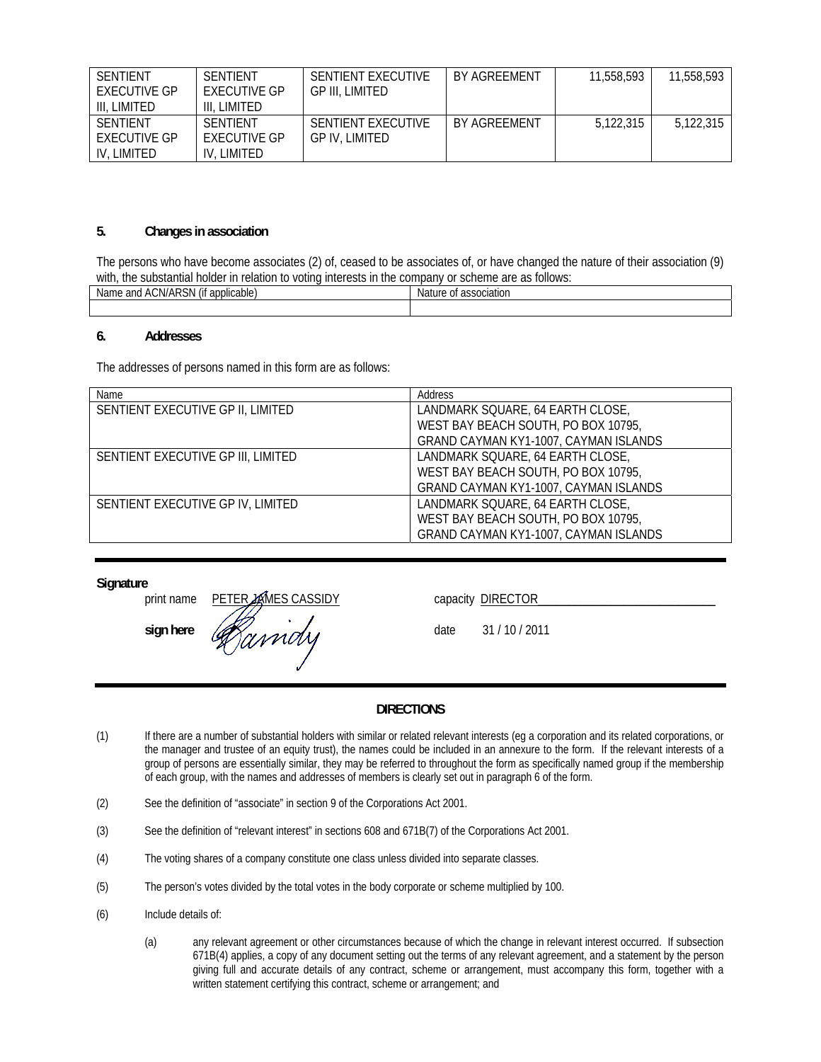| SENTIENT EXECUTIVE GP III, LIMITED | SENTIENT EXECUTIVE GP III, LIMITED | SENTIENT EXECUTIVE GP III, LIMITED | BY AGREEMENT | 11,558,593 | 11,558,593 |
|---|---|---|---|---|---|
| SENTIENT EXECUTIVE GP IV, LIMITED | SENTIENT EXECUTIVE GP IV, LIMITED | SENTIENT EXECUTIVE GP IV, LIMITED | BY AGREEMENT | 5,122,315 | 5,122,315 |

## 5. Changes in association

The persons who have become associates (2) of, ceased to be associates of, or have changed the nature of their association (9) with, the substantial holder in relation to voting interests in the company or scheme are as follows:

| Name and ACN/ARSN (if applicable) | Nature of association |
|---|---|
| | |

## 6. Addresses

The addresses of persons named in this form are as follows:

| Name | Address |
|---|---|
| SENTIENT EXECUTIVE GP II, LIMITED | LANDMARK SQUARE, 64 EARTH CLOSE, WEST BAY BEACH SOUTH, PO BOX 10795, GRAND CAYMAN KY1-1007, CAYMAN ISLANDS |
| SENTIENT EXECUTIVE GP III, LIMITED | LANDMARK SQUARE, 64 EARTH CLOSE, WEST BAY BEACH SOUTH, PO BOX 10795, GRAND CAYMAN KY1-1007, CAYMAN ISLANDS |
| SENTIENT EXECUTIVE GP IV, LIMITED | LANDMARK SQUARE, 64 EARTH CLOSE, WEST BAY BEACH SOUTH, PO BOX 10795, GRAND CAYMAN KY1-1007, CAYMAN ISLANDS |

**Signature**

print name PETER JAMES CASSIDY capacity DIRECTOR

**sign here** Cassidy date 31 / 10 / 2011

**DIRECTIONS**

(1) If there are a number of substantial holders with similar or related relevant interests (eg a corporation and its related corporations, or the manager and trustee of an equity trust), the names could be included in an annexure to the form. If the relevant interests of a group of persons are essentially similar, they may be referred to throughout the form as specifically named group if the membership of each group, with the names and addresses of members is clearly set out in paragraph 6 of the form.

(2) See the definition of "associate" in section 9 of the Corporations Act 2001.

(3) See the definition of "relevant interest" in sections 608 and 671B(7) of the Corporations Act 2001.

(4) The voting shares of a company constitute one class unless divided into separate classes.

(5) The person's votes divided by the total votes in the body corporate or scheme multiplied by 100.

(6) Include details of:

(a) any relevant agreement or other circumstances because of which the change in relevant interest occurred. If subsection 671B(4) applies, a copy of any document setting out the terms of any relevant agreement, and a statement by the person giving full and accurate details of any contract, scheme or arrangement, must accompany this form, together with a written statement certifying this contract, scheme or arrangement; and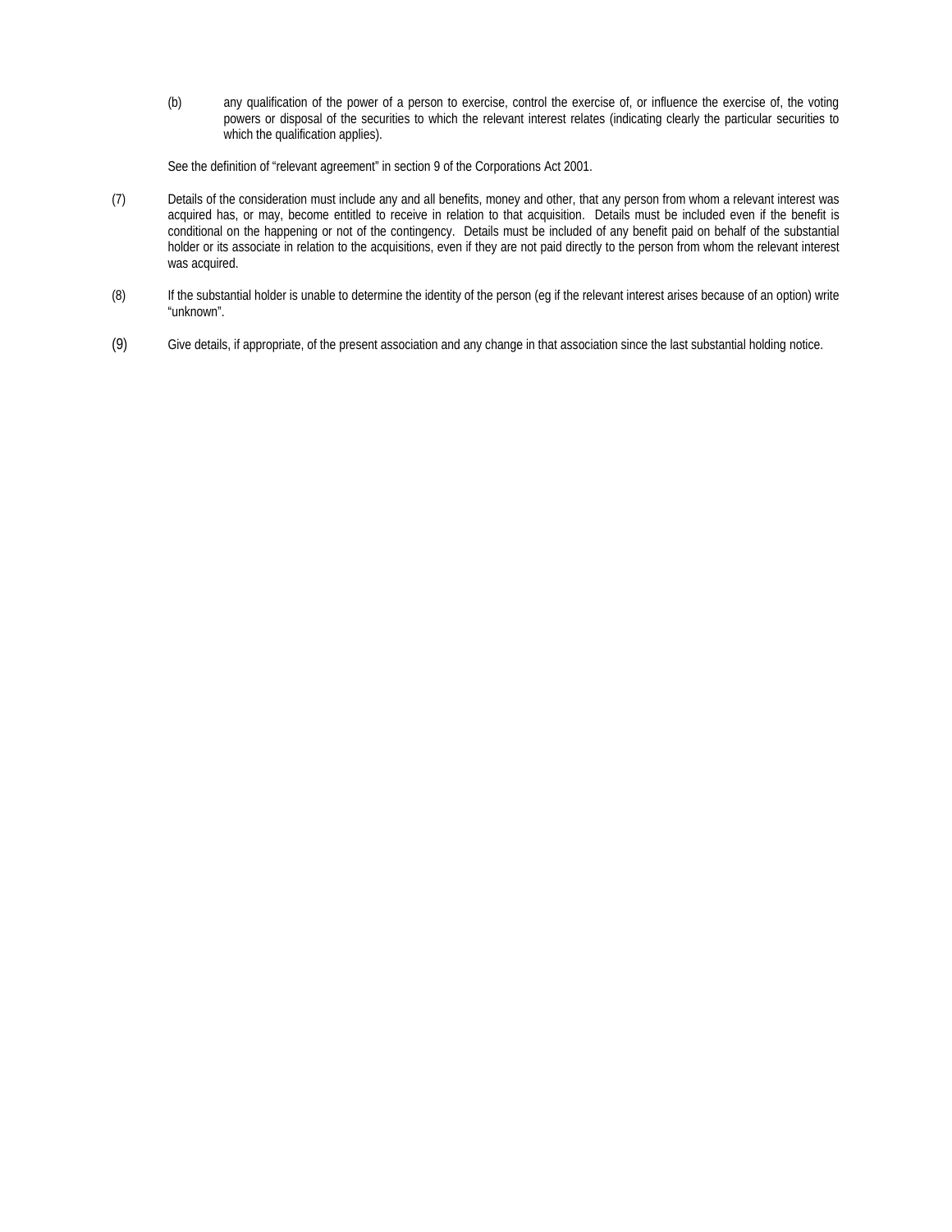(b) any qualification of the power of a person to exercise, control the exercise of, or influence the exercise of, the voting powers or disposal of the securities to which the relevant interest relates (indicating clearly the particular securities to which the qualification applies).

See the definition of "relevant agreement" in section 9 of the Corporations Act 2001.

(7) Details of the consideration must include any and all benefits, money and other, that any person from whom a relevant interest was acquired has, or may, become entitled to receive in relation to that acquisition. Details must be included even if the benefit is conditional on the happening or not of the contingency. Details must be included of any benefit paid on behalf of the substantial holder or its associate in relation to the acquisitions, even if they are not paid directly to the person from whom the relevant interest was acquired.

(8) If the substantial holder is unable to determine the identity of the person (eg if the relevant interest arises because of an option) write "unknown".

(9) Give details, if appropriate, of the present association and any change in that association since the last substantial holding notice.